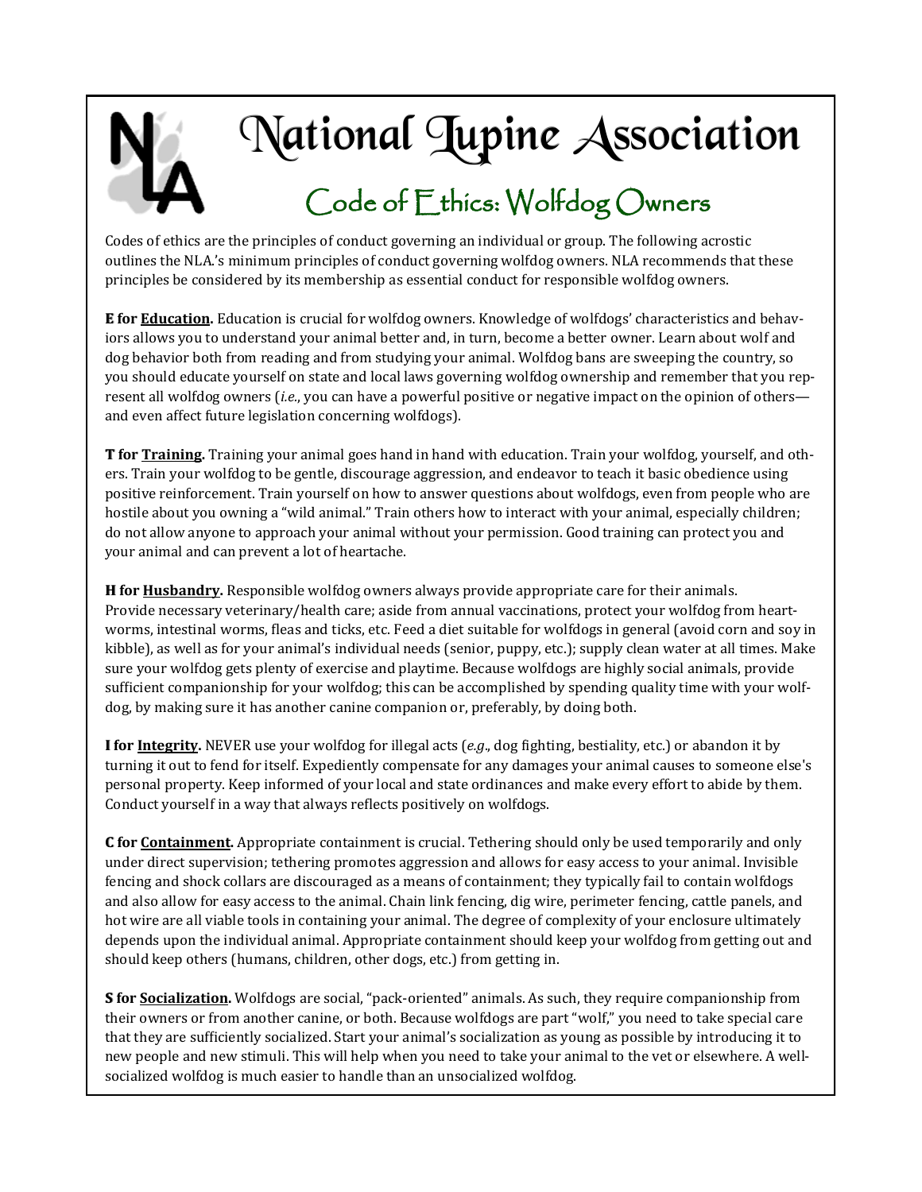# National Lupine Association

## Code of Ethics: Wolfdog Owners

Codes of ethics are the principles of conduct governing an individual or group. The following acrostic outlines the NLA.'s minimum principles of conduct governing wolfdog owners. NLA recommends that these principles be considered by its membership as essential conduct for responsible wolfdog owners.

**E for <u>Education</u>.** Education is crucial for wolfdog owners. Knowledge of wolfdogs' characteristics and behaviors allows you to understand your animal better and, in turn, become a better owner. Learn about wolf and dog behavior both from reading and from studying your animal. Wolfdog bans are sweeping the country, so you should educate yourself on state and local laws governing wolfdog ownership and remember that you represent all wolfdog owners (*i.e.*, you can have a powerful positive or negative impact on the opinion of others—and even affect future legislation concerning wolfdogs).

**T for <u>Training</u>.** Training your animal goes hand in hand with education. Train your wolfdog, yourself, and others. Train your wolfdog to be gentle, discourage aggression, and endeavor to teach it basic obedience using positive reinforcement. Train yourself on how to answer questions about wolfdogs, even from people who are hostile about you owning a "wild animal." Train others how to interact with your animal, especially children; do not allow anyone to approach your animal without your permission. Good training can protect you and your animal and can prevent a lot of heartache.

**H for <u>Husbandry</u>.** Responsible wolfdog owners always provide appropriate care for their animals. Provide necessary veterinary/health care; aside from annual vaccinations, protect your wolfdog from heartworms, intestinal worms, fleas and ticks, etc. Feed a diet suitable for wolfdogs in general (avoid corn and soy in kibble), as well as for your animal's individual needs (senior, puppy, etc.); supply clean water at all times. Make sure your wolfdog gets plenty of exercise and playtime. Because wolfdogs are highly social animals, provide sufficient companionship for your wolfdog; this can be accomplished by spending quality time with your wolfdog, by making sure it has another canine companion or, preferably, by doing both.

**I for <u>Integrity</u>.** NEVER use your wolfdog for illegal acts (*e.g.*, dog fighting, bestiality, etc.) or abandon it by turning it out to fend for itself. Expediently compensate for any damages your animal causes to someone else's personal property. Keep informed of your local and state ordinances and make every effort to abide by them. Conduct yourself in a way that always reflects positively on wolfdogs.

**C for <u>Containment</u>.** Appropriate containment is crucial. Tethering should only be used temporarily and only under direct supervision; tethering promotes aggression and allows for easy access to your animal. Invisible fencing and shock collars are discouraged as a means of containment; they typically fail to contain wolfdogs and also allow for easy access to the animal. Chain link fencing, dig wire, perimeter fencing, cattle panels, and hot wire are all viable tools in containing your animal. The degree of complexity of your enclosure ultimately depends upon the individual animal. Appropriate containment should keep your wolfdog from getting out and should keep others (humans, children, other dogs, etc.) from getting in.

**S for <u>Socialization</u>.** Wolfdogs are social, "pack-oriented" animals. As such, they require companionship from their owners or from another canine, or both. Because wolfdogs are part "wolf," you need to take special care that they are sufficiently socialized. Start your animal's socialization as young as possible by introducing it to new people and new stimuli. This will help when you need to take your animal to the vet or elsewhere. A well-socialized wolfdog is much easier to handle than an unsocialized wolfdog.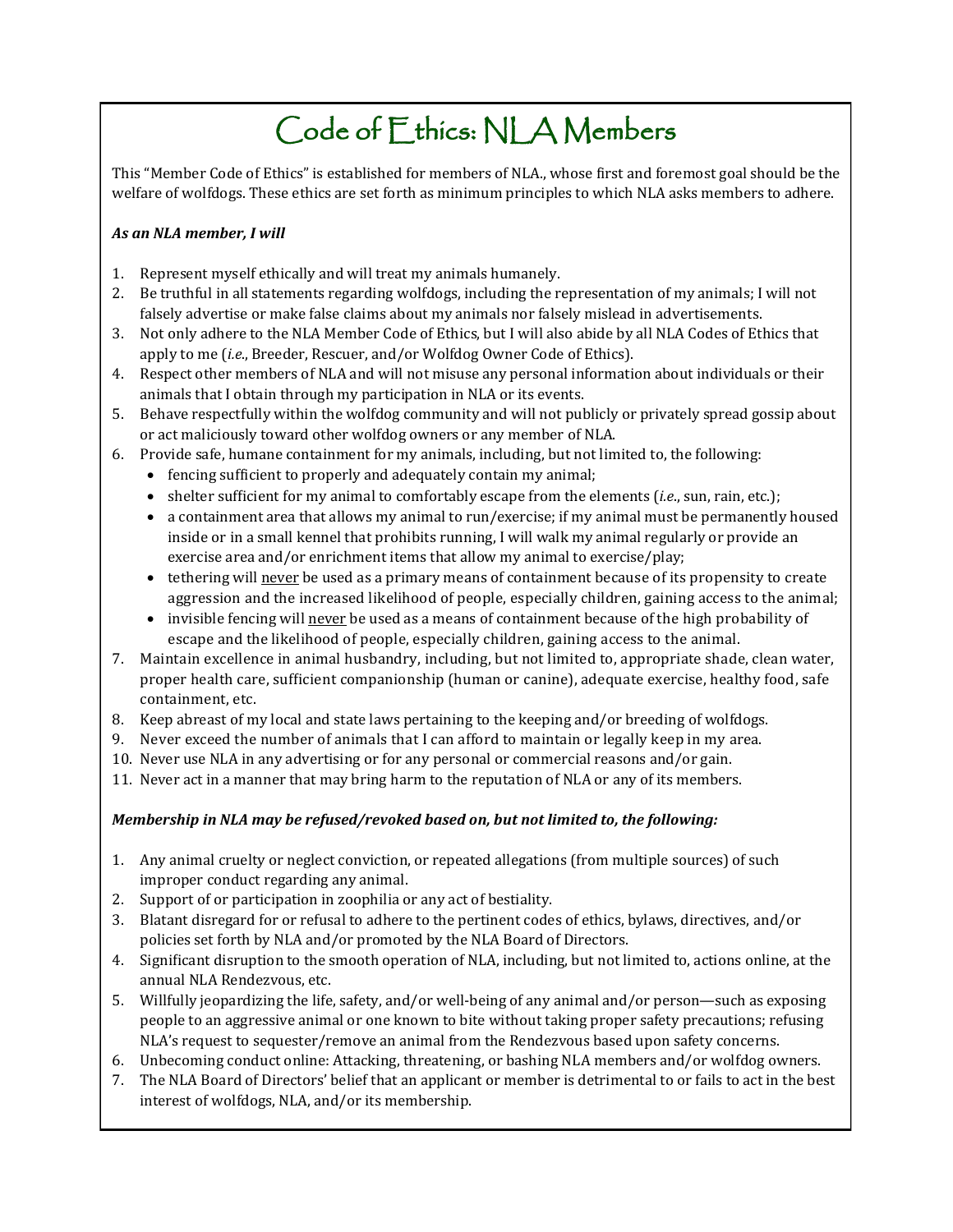# Code of Ethics: NLA Members

This "Member Code of Ethics" is established for members of NLA., whose first and foremost goal should be the welfare of wolfdogs. These ethics are set forth as minimum principles to which NLA asks members to adhere.

***As an NLA member, I will***

1. Represent myself ethically and will treat my animals humanely.
2. Be truthful in all statements regarding wolfdogs, including the representation of my animals; I will not falsely advertise or make false claims about my animals nor falsely mislead in advertisements.
3. Not only adhere to the NLA Member Code of Ethics, but I will also abide by all NLA Codes of Ethics that apply to me (*i.e.*, Breeder, Rescuer, and/or Wolfdog Owner Code of Ethics).
4. Respect other members of NLA and will not misuse any personal information about individuals or their animals that I obtain through my participation in NLA or its events.
5. Behave respectfully within the wolfdog community and will not publicly or privately spread gossip about or act maliciously toward other wolfdog owners or any member of NLA.
6. Provide safe, humane containment for my animals, including, but not limited to, the following:
   - fencing sufficient to properly and adequately contain my animal;
   - shelter sufficient for my animal to comfortably escape from the elements (*i.e.*, sun, rain, etc.);
   - a containment area that allows my animal to run/exercise; if my animal must be permanently housed inside or in a small kennel that prohibits running, I will walk my animal regularly or provide an exercise area and/or enrichment items that allow my animal to exercise/play;
   - tethering will <u>never</u> be used as a primary means of containment because of its propensity to create aggression and the increased likelihood of people, especially children, gaining access to the animal;
   - invisible fencing will <u>never</u> be used as a means of containment because of the high probability of escape and the likelihood of people, especially children, gaining access to the animal.
7. Maintain excellence in animal husbandry, including, but not limited to, appropriate shade, clean water, proper health care, sufficient companionship (human or canine), adequate exercise, healthy food, safe containment, etc.
8. Keep abreast of my local and state laws pertaining to the keeping and/or breeding of wolfdogs.
9. Never exceed the number of animals that I can afford to maintain or legally keep in my area.
10. Never use NLA in any advertising or for any personal or commercial reasons and/or gain.
11. Never act in a manner that may bring harm to the reputation of NLA or any of its members.

***Membership in NLA may be refused/revoked based on, but not limited to, the following:***

1. Any animal cruelty or neglect conviction, or repeated allegations (from multiple sources) of such improper conduct regarding any animal.
2. Support of or participation in zoophilia or any act of bestiality.
3. Blatant disregard for or refusal to adhere to the pertinent codes of ethics, bylaws, directives, and/or policies set forth by NLA and/or promoted by the NLA Board of Directors.
4. Significant disruption to the smooth operation of NLA, including, but not limited to, actions online, at the annual NLA Rendezvous, etc.
5. Willfully jeopardizing the life, safety, and/or well-being of any animal and/or person—such as exposing people to an aggressive animal or one known to bite without taking proper safety precautions; refusing NLA's request to sequester/remove an animal from the Rendezvous based upon safety concerns.
6. Unbecoming conduct online: Attacking, threatening, or bashing NLA members and/or wolfdog owners.
7. The NLA Board of Directors' belief that an applicant or member is detrimental to or fails to act in the best interest of wolfdogs, NLA, and/or its membership.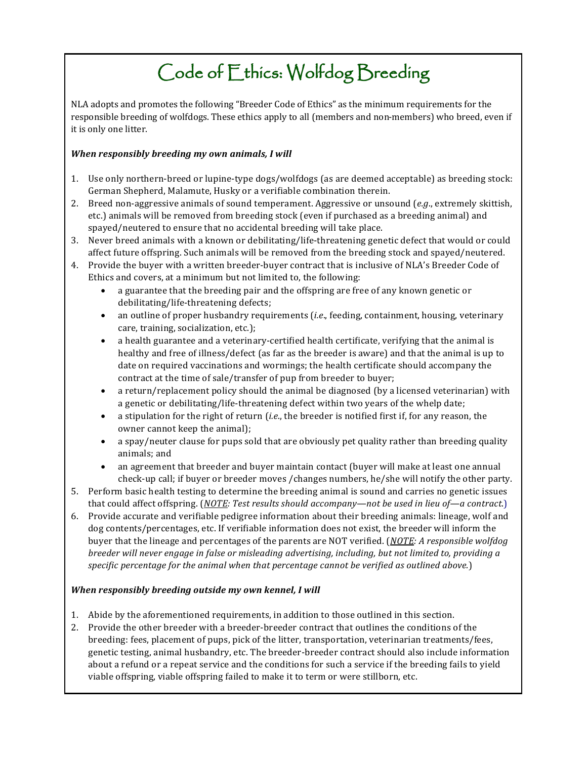# Code of Ethics: Wolfdog Breeding

NLA adopts and promotes the following "Breeder Code of Ethics" as the minimum requirements for the responsible breeding of wolfdogs. These ethics apply to all (members and non-members) who breed, even if it is only one litter.

***When responsibly breeding my own animals, I will***

1. Use only northern-breed or lupine-type dogs/wolfdogs (as are deemed acceptable) as breeding stock: German Shepherd, Malamute, Husky or a verifiable combination therein.
2. Breed non-aggressive animals of sound temperament. Aggressive or unsound (*e.g*., extremely skittish, etc.) animals will be removed from breeding stock (even if purchased as a breeding animal) and spayed/neutered to ensure that no accidental breeding will take place.
3. Never breed animals with a known or debilitating/life-threatening genetic defect that would or could affect future offspring. Such animals will be removed from the breeding stock and spayed/neutered.
4. Provide the buyer with a written breeder-buyer contract that is inclusive of NLA's Breeder Code of Ethics and covers, at a minimum but not limited to, the following:
   - a guarantee that the breeding pair and the offspring are free of any known genetic or debilitating/life-threatening defects;
   - an outline of proper husbandry requirements (*i.e*., feeding, containment, housing, veterinary care, training, socialization, etc.);
   - a health guarantee and a veterinary-certified health certificate, verifying that the animal is healthy and free of illness/defect (as far as the breeder is aware) and that the animal is up to date on required vaccinations and wormings; the health certificate should accompany the contract at the time of sale/transfer of pup from breeder to buyer;
   - a return/replacement policy should the animal be diagnosed (by a licensed veterinarian) with a genetic or debilitating/life-threatening defect within two years of the whelp date;
   - a stipulation for the right of return (*i.e*., the breeder is notified first if, for any reason, the owner cannot keep the animal);
   - a spay/neuter clause for pups sold that are obviously pet quality rather than breeding quality animals; and
   - an agreement that breeder and buyer maintain contact (buyer will make at least one annual check-up call; if buyer or breeder moves /changes numbers, he/she will notify the other party.
5. Perform basic health testing to determine the breeding animal is sound and carries no genetic issues that could affect offspring. (*NOTE: Test results should accompany—not be used in lieu of—a contract*.)
6. Provide accurate and verifiable pedigree information about their breeding animals: lineage, wolf and dog contents/percentages, etc. If verifiable information does not exist, the breeder will inform the buyer that the lineage and percentages of the parents are NOT verified. (*NOTE: A responsible wolfdog breeder will never engage in false or misleading advertising, including, but not limited to, providing a specific percentage for the animal when that percentage cannot be verified as outlined above.*)

***When responsibly breeding outside my own kennel, I will***

1. Abide by the aforementioned requirements, in addition to those outlined in this section.
2. Provide the other breeder with a breeder-breeder contract that outlines the conditions of the breeding: fees, placement of pups, pick of the litter, transportation, veterinarian treatments/fees, genetic testing, animal husbandry, etc. The breeder-breeder contract should also include information about a refund or a repeat service and the conditions for such a service if the breeding fails to yield viable offspring, viable offspring failed to make it to term or were stillborn, etc.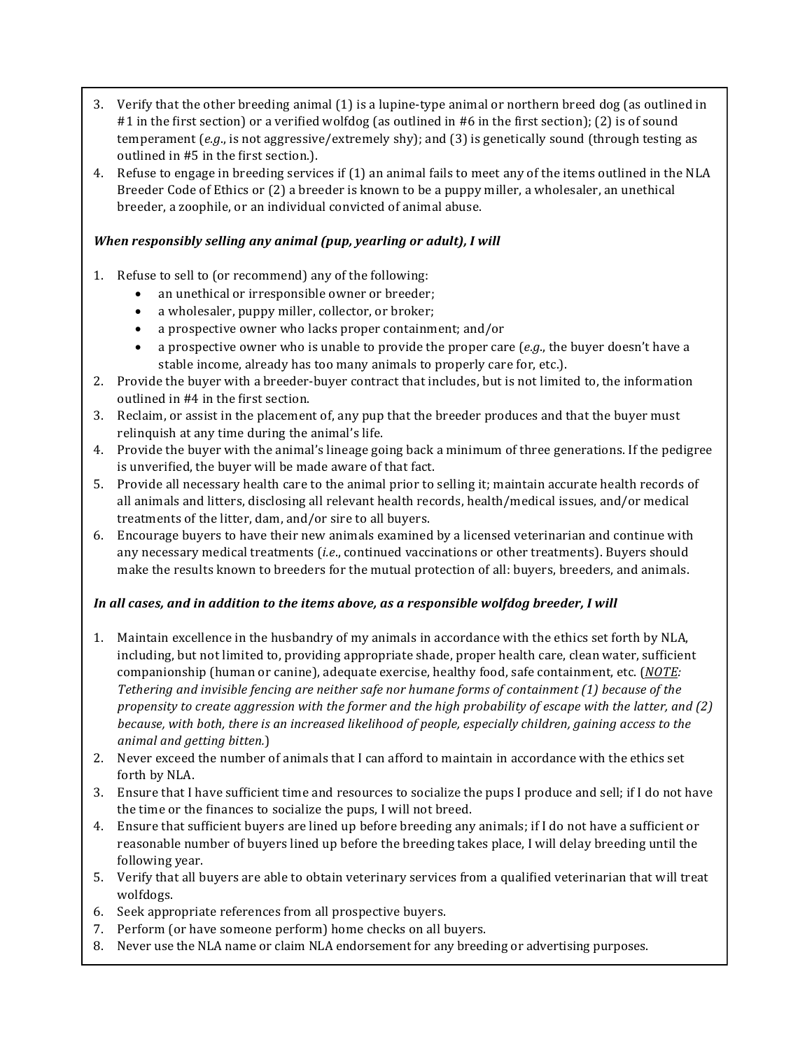3. Verify that the other breeding animal (1) is a lupine-type animal or northern breed dog (as outlined in #1 in the first section) or a verified wolfdog (as outlined in #6 in the first section); (2) is of sound temperament (*e.g.*, is not aggressive/extremely shy); and (3) is genetically sound (through testing as outlined in #5 in the first section.).
4. Refuse to engage in breeding services if (1) an animal fails to meet any of the items outlined in the NLA Breeder Code of Ethics or (2) a breeder is known to be a puppy miller, a wholesaler, an unethical breeder, a zoophile, or an individual convicted of animal abuse.

***When responsibly selling any animal (pup, yearling or adult), I will***

1. Refuse to sell to (or recommend) any of the following:
    - an unethical or irresponsible owner or breeder;
    - a wholesaler, puppy miller, collector, or broker;
    - a prospective owner who lacks proper containment; and/or
    - a prospective owner who is unable to provide the proper care (*e.g.*, the buyer doesn't have a stable income, already has too many animals to properly care for, etc.).
2. Provide the buyer with a breeder-buyer contract that includes, but is not limited to, the information outlined in #4 in the first section.
3. Reclaim, or assist in the placement of, any pup that the breeder produces and that the buyer must relinquish at any time during the animal's life.
4. Provide the buyer with the animal's lineage going back a minimum of three generations. If the pedigree is unverified, the buyer will be made aware of that fact.
5. Provide all necessary health care to the animal prior to selling it; maintain accurate health records of all animals and litters, disclosing all relevant health records, health/medical issues, and/or medical treatments of the litter, dam, and/or sire to all buyers.
6. Encourage buyers to have their new animals examined by a licensed veterinarian and continue with any necessary medical treatments (*i.e.*, continued vaccinations or other treatments). Buyers should make the results known to breeders for the mutual protection of all: buyers, breeders, and animals.

***In all cases, and in addition to the items above, as a responsible wolfdog breeder, I will***

1. Maintain excellence in the husbandry of my animals in accordance with the ethics set forth by NLA, including, but not limited to, providing appropriate shade, proper health care, clean water, sufficient companionship (human or canine), adequate exercise, healthy food, safe containment, etc. (***NOTE:*** *Tethering and invisible fencing are neither safe nor humane forms of containment (1) because of the propensity to create aggression with the former and the high probability of escape with the latter, and (2) because, with both, there is an increased likelihood of people, especially children, gaining access to the animal and getting bitten.*)
2. Never exceed the number of animals that I can afford to maintain in accordance with the ethics set forth by NLA.
3. Ensure that I have sufficient time and resources to socialize the pups I produce and sell; if I do not have the time or the finances to socialize the pups, I will not breed.
4. Ensure that sufficient buyers are lined up before breeding any animals; if I do not have a sufficient or reasonable number of buyers lined up before the breeding takes place, I will delay breeding until the following year.
5. Verify that all buyers are able to obtain veterinary services from a qualified veterinarian that will treat wolfdogs.
6. Seek appropriate references from all prospective buyers.
7. Perform (or have someone perform) home checks on all buyers.
8. Never use the NLA name or claim NLA endorsement for any breeding or advertising purposes.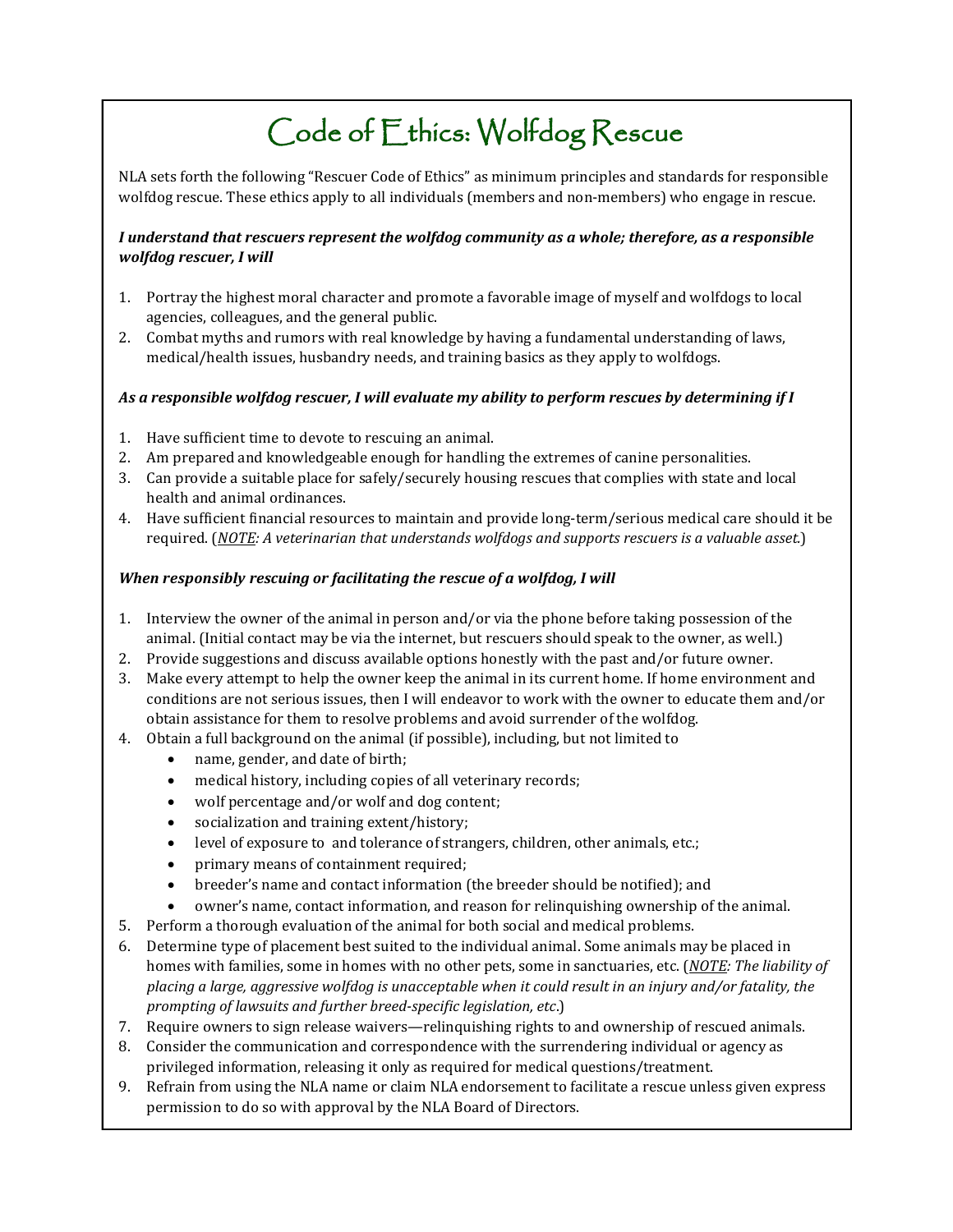# Code of Ethics: Wolfdog Rescue

NLA sets forth the following "Rescuer Code of Ethics" as minimum principles and standards for responsible wolfdog rescue. These ethics apply to all individuals (members and non-members) who engage in rescue.

***I understand that rescuers represent the wolfdog community as a whole; therefore, as a responsible wolfdog rescuer, I will***

1. Portray the highest moral character and promote a favorable image of myself and wolfdogs to local agencies, colleagues, and the general public.
2. Combat myths and rumors with real knowledge by having a fundamental understanding of laws, medical/health issues, husbandry needs, and training basics as they apply to wolfdogs.

***As a responsible wolfdog rescuer, I will evaluate my ability to perform rescues by determining if I***

1. Have sufficient time to devote to rescuing an animal.
2. Am prepared and knowledgeable enough for handling the extremes of canine personalities.
3. Can provide a suitable place for safely/securely housing rescues that complies with state and local health and animal ordinances.
4. Have sufficient financial resources to maintain and provide long-term/serious medical care should it be required. (*NOTE: A veterinarian that understands wolfdogs and supports rescuers is a valuable asset.*)

***When responsibly rescuing or facilitating the rescue of a wolfdog, I will***

1. Interview the owner of the animal in person and/or via the phone before taking possession of the animal. (Initial contact may be via the internet, but rescuers should speak to the owner, as well.)
2. Provide suggestions and discuss available options honestly with the past and/or future owner.
3. Make every attempt to help the owner keep the animal in its current home. If home environment and conditions are not serious issues, then I will endeavor to work with the owner to educate them and/or obtain assistance for them to resolve problems and avoid surrender of the wolfdog.
4. Obtain a full background on the animal (if possible), including, but not limited to
   - name, gender, and date of birth;
   - medical history, including copies of all veterinary records;
   - wolf percentage and/or wolf and dog content;
   - socialization and training extent/history;
   - level of exposure to and tolerance of strangers, children, other animals, etc.;
   - primary means of containment required;
   - breeder's name and contact information (the breeder should be notified); and
   - owner's name, contact information, and reason for relinquishing ownership of the animal.
5. Perform a thorough evaluation of the animal for both social and medical problems.
6. Determine type of placement best suited to the individual animal. Some animals may be placed in homes with families, some in homes with no other pets, some in sanctuaries, etc. (*NOTE: The liability of placing a large, aggressive wolfdog is unacceptable when it could result in an injury and/or fatality, the prompting of lawsuits and further breed-specific legislation, etc.*)
7. Require owners to sign release waivers—relinquishing rights to and ownership of rescued animals.
8. Consider the communication and correspondence with the surrendering individual or agency as privileged information, releasing it only as required for medical questions/treatment.
9. Refrain from using the NLA name or claim NLA endorsement to facilitate a rescue unless given express permission to do so with approval by the NLA Board of Directors.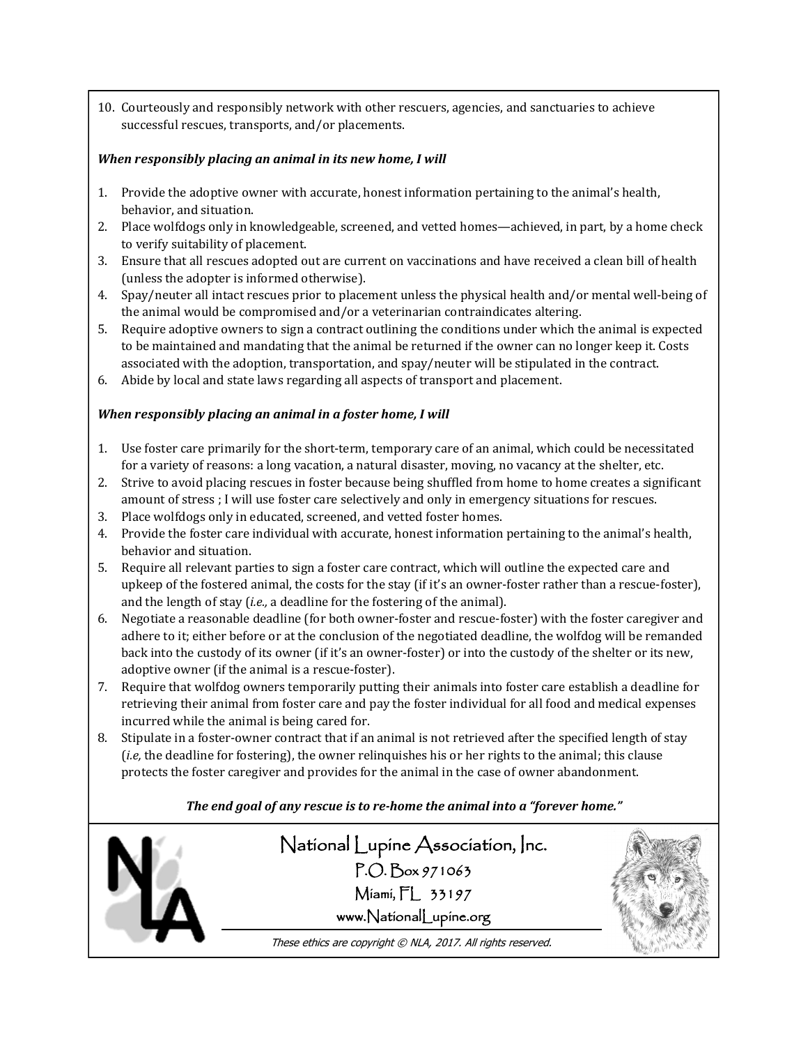10. Courteously and responsibly network with other rescuers, agencies, and sanctuaries to achieve successful rescues, transports, and/or placements.

***When responsibly placing an animal in its new home, I will***

1. Provide the adoptive owner with accurate, honest information pertaining to the animal's health, behavior, and situation.
2. Place wolfdogs only in knowledgeable, screened, and vetted homes—achieved, in part, by a home check to verify suitability of placement.
3. Ensure that all rescues adopted out are current on vaccinations and have received a clean bill of health (unless the adopter is informed otherwise).
4. Spay/neuter all intact rescues prior to placement unless the physical health and/or mental well-being of the animal would be compromised and/or a veterinarian contraindicates altering.
5. Require adoptive owners to sign a contract outlining the conditions under which the animal is expected to be maintained and mandating that the animal be returned if the owner can no longer keep it. Costs associated with the adoption, transportation, and spay/neuter will be stipulated in the contract.
6. Abide by local and state laws regarding all aspects of transport and placement.

***When responsibly placing an animal in a foster home, I will***

1. Use foster care primarily for the short-term, temporary care of an animal, which could be necessitated for a variety of reasons: a long vacation, a natural disaster, moving, no vacancy at the shelter, etc.
2. Strive to avoid placing rescues in foster because being shuffled from home to home creates a significant amount of stress ; I will use foster care selectively and only in emergency situations for rescues.
3. Place wolfdogs only in educated, screened, and vetted foster homes.
4. Provide the foster care individual with accurate, honest information pertaining to the animal's health, behavior and situation.
5. Require all relevant parties to sign a foster care contract, which will outline the expected care and upkeep of the fostered animal, the costs for the stay (if it's an owner-foster rather than a rescue-foster), and the length of stay (*i.e.,* a deadline for the fostering of the animal).
6. Negotiate a reasonable deadline (for both owner-foster and rescue-foster) with the foster caregiver and adhere to it; either before or at the conclusion of the negotiated deadline, the wolfdog will be remanded back into the custody of its owner (if it's an owner-foster) or into the custody of the shelter or its new, adoptive owner (if the animal is a rescue-foster).
7. Require that wolfdog owners temporarily putting their animals into foster care establish a deadline for retrieving their animal from foster care and pay the foster individual for all food and medical expenses incurred while the animal is being cared for.
8. Stipulate in a foster-owner contract that if an animal is not retrieved after the specified length of stay (*i.e,* the deadline for fostering), the owner relinquishes his or her rights to the animal; this clause protects the foster caregiver and provides for the animal in the case of owner abandonment.

***The end goal of any rescue is to re-home the animal into a "forever home."***

National Lupine Association, Inc.
P.O. Box 971063
Miami, FL 33197
www.NationalLupine.org

*These ethics are copyright © NLA, 2017. All rights reserved.*